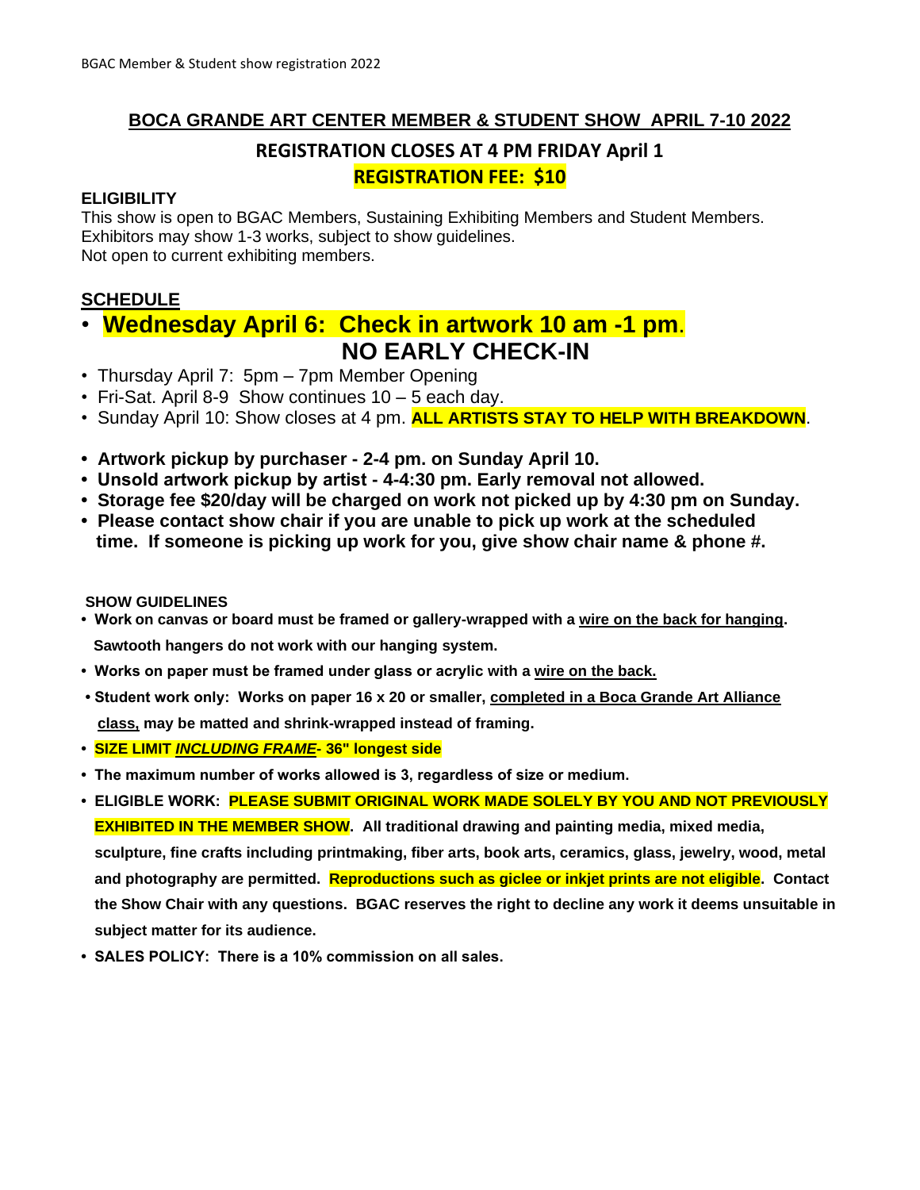# BOCA GRANDE ART CENTER MEMBER & STUDENT SHOW APRIL 7-10 2022

## REGISTRATION CLOSES AT 4 PM FRIDAY April 1

## REGISTRATION FEE: $10

**ELIGIBILITY**

This show is open to BGAC Members, Sustaining Exhibiting Members and Student Members.
Exhibitors may show 1-3 works, subject to show guidelines.
Not open to current exhibiting members.

## SCHEDULE

- **Wednesday April 6: Check in artwork 10 am -1 pm**.
  **NO EARLY CHECK-IN**
- Thursday April 7: 5pm – 7pm Member Opening
- Fri-Sat. April 8-9 Show continues 10 – 5 each day.
- Sunday April 10: Show closes at 4 pm. **ALL ARTISTS STAY TO HELP WITH BREAKDOWN**.

- **Artwork pickup by purchaser - 2-4 pm. on Sunday April 10.**
- **Unsold artwork pickup by artist - 4-4:30 pm. Early removal not allowed.**
- **Storage fee $20/day will be charged on work not picked up by 4:30 pm on Sunday.**
- **Please contact show chair if you are unable to pick up work at the scheduled time. If someone is picking up work for you, give show chair name & phone #.**

**SHOW GUIDELINES**

- **Work on canvas or board must be framed or gallery-wrapped with a wire on the back for hanging. Sawtooth hangers do not work with our hanging system.**
- **Works on paper must be framed under glass or acrylic with a wire on the back.**
- **Student work only: Works on paper 16 x 20 or smaller, completed in a Boca Grande Art Alliance class, may be matted and shrink-wrapped instead of framing.**
- **SIZE LIMIT *INCLUDING FRAME*- 36" longest side**
- **The maximum number of works allowed is 3, regardless of size or medium.**
- **ELIGIBLE WORK: PLEASE SUBMIT ORIGINAL WORK MADE SOLELY BY YOU AND NOT PREVIOUSLY EXHIBITED IN THE MEMBER SHOW. All traditional drawing and painting media, mixed media, sculpture, fine crafts including printmaking, fiber arts, book arts, ceramics, glass, jewelry, wood, metal and photography are permitted. Reproductions such as giclee or inkjet prints are not eligible. Contact the Show Chair with any questions. BGAC reserves the right to decline any work it deems unsuitable in subject matter for its audience.**
- **SALES POLICY: There is a 10% commission on all sales.**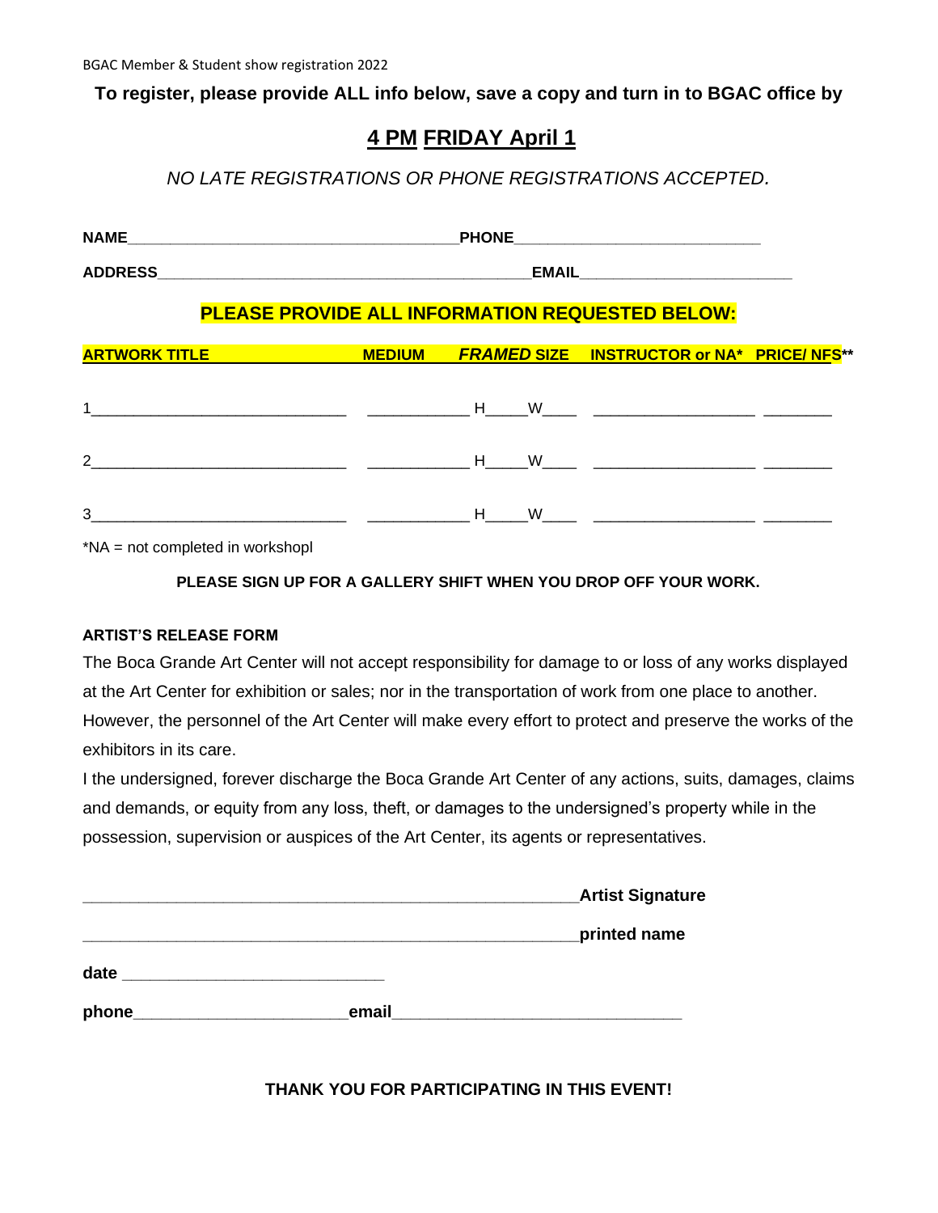BGAC Member & Student show registration 2022

**To register, please provide ALL info below, save a copy and turn in to BGAC office by**

## 4 PM FRIDAY April 1

*NO LATE REGISTRATIONS OR PHONE REGISTRATIONS ACCEPTED.*

**NAME**_______________________________________**PHONE**_____________________________

**ADDRESS**___________________________________________**EMAIL**________________________

**PLEASE PROVIDE ALL INFORMATION REQUESTED BELOW:**

| ARTWORK TITLE | MEDIUM | *FRAMED* SIZE | INSTRUCTOR or NA* | PRICE/ NFS** |
|---|---|---|---|---|
| 1_____________________________ | ____________ | H_____W____ | ___________________ | ________ |
| 2_____________________________ | ____________ | H_____W____ | ___________________ | ________ |
| 3_____________________________ | ____________ | H_____W____ | ___________________ | ________ |

*NA = not completed in workshopl

**PLEASE SIGN UP FOR A GALLERY SHIFT WHEN YOU DROP OFF YOUR WORK.**

**ARTIST'S RELEASE FORM**

The Boca Grande Art Center will not accept responsibility for damage to or loss of any works displayed at the Art Center for exhibition or sales; nor in the transportation of work from one place to another. However, the personnel of the Art Center will make every effort to protect and preserve the works of the exhibitors in its care.

I the undersigned, forever discharge the Boca Grande Art Center of any actions, suits, damages, claims and demands, or equity from any loss, theft, or damages to the undersigned's property while in the possession, supervision or auspices of the Art Center, its agents or representatives.

_______________________________________________________**Artist Signature**

_______________________________________________________**printed name**

**date** _____________________________

**phone**________________________**email**________________________________

**THANK YOU FOR PARTICIPATING IN THIS EVENT!**